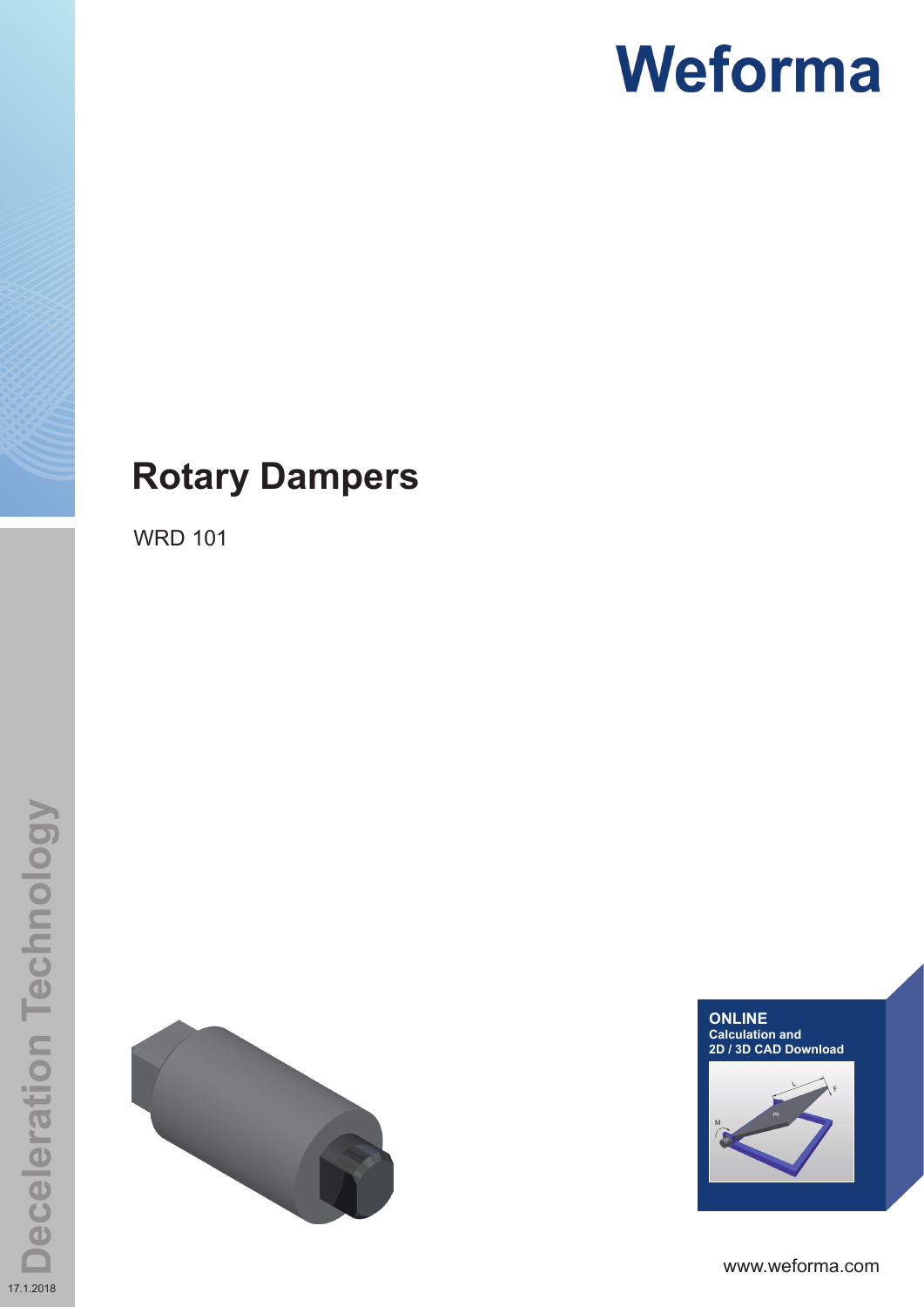Weforma

# Rotary Dampers

WRD 101

**ONLINE**
**Calculation and**
**2D / 3D CAD Download**

www.weforma.com

Deceleration Technology

17.1.2018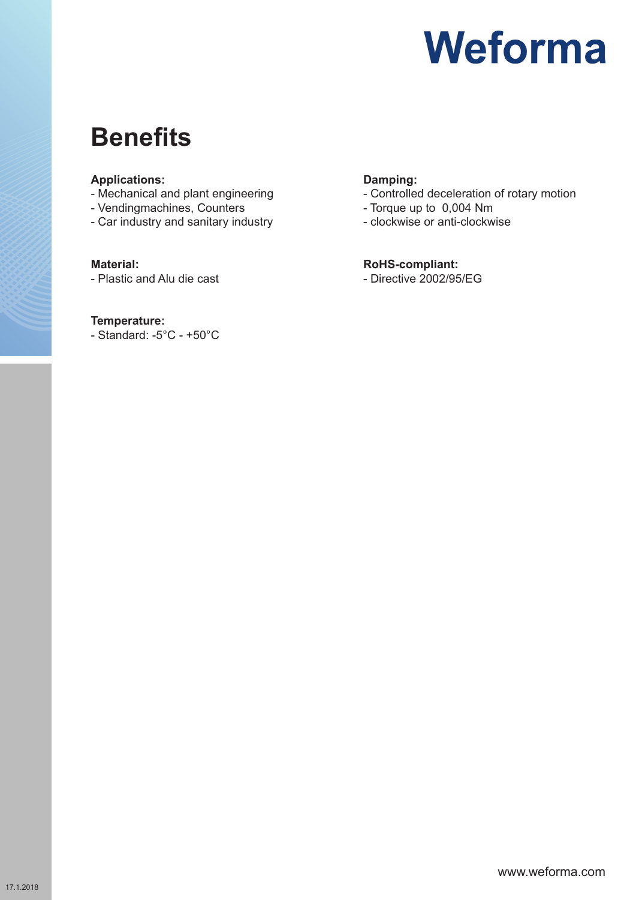# Benefits

**Applications:**
- Mechanical and plant engineering
- Vendingmachines, Counters
- Car industry and sanitary industry

**Material:**
- Plastic and Alu die cast

**Temperature:**
- Standard: -5°C - +50°C

**Damping:**
- Controlled deceleration of rotary motion
- Torque up to  0,004 Nm
- clockwise or anti-clockwise

**RoHS-compliant:**
- Directive 2002/95/EG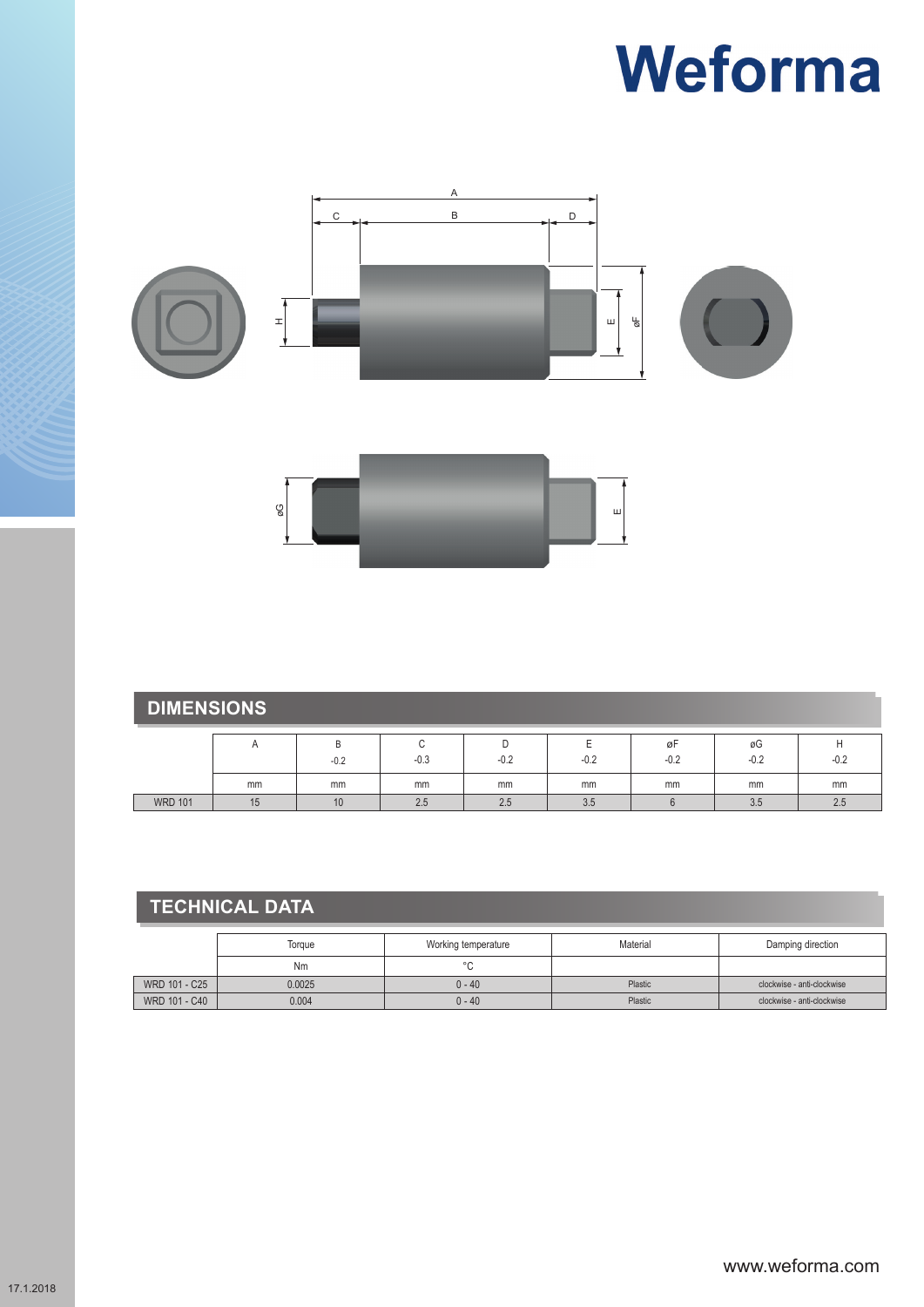# Weforma

## DIMENSIONS

| | A | B<br>-0.2 | C<br>-0.3 | D<br>-0.2 | E<br>-0.2 | øF<br>-0.2 | øG<br>-0.2 | H<br>-0.2 |
|---|---|---|---|---|---|---|---|---|
| | mm | mm | mm | mm | mm | mm | mm | mm |
| WRD 101 | 15 | 10 | 2.5 | 2.5 | 3.5 | 6 | 3.5 | 2.5 |

## TECHNICAL DATA

| | Torque | Working temperature | Material | Damping direction |
|---|---|---|---|---|
| | Nm | °C | | |
| WRD 101 - C25 | 0.0025 | 0 - 40 | Plastic | clockwise - anti-clockwise |
| WRD 101 - C40 | 0.004 | 0 - 40 | Plastic | clockwise - anti-clockwise |

www.weforma.com

17.1.2018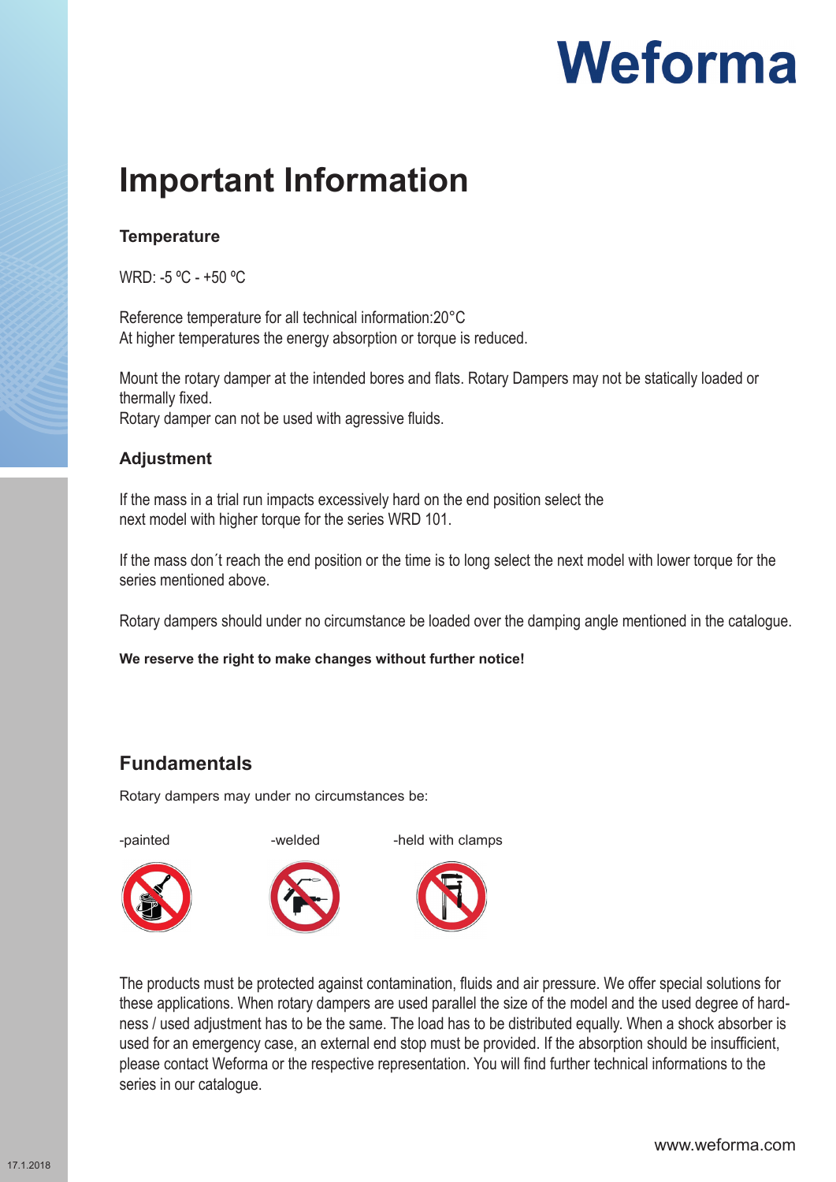# Weforma

## Important Information

### Temperature

WRD: -5 ºC - +50 ºC

Reference temperature for all technical information:20°C
At higher temperatures the energy absorption or torque is reduced.

Mount the rotary damper at the intended bores and flats. Rotary Dampers may not be statically loaded or thermally fixed.
Rotary damper can not be used with agressive fluids.

### Adjustment

If the mass in a trial run impacts excessively hard on the end position select the next model with higher torque for the series WRD 101.

If the mass don´t reach the end position or the time is to long select the next model with lower torque for the series mentioned above.

Rotary dampers should under no circumstance be loaded over the damping angle mentioned in the catalogue.

**We reserve the right to make changes without further notice!**

## Fundamentals

Rotary dampers may under no circumstances be:

-painted

-welded

-held with clamps

The products must be protected against contamination, fluids and air pressure. We offer special solutions for these applications. When rotary dampers are used parallel the size of the model and the used degree of hard-ness / used adjustment has to be the same. The load has to be distributed equally. When a shock absorber is used for an emergency case, an external end stop must be provided. If the absorption should be insufficient, please contact Weforma or the respective representation. You will find further technical informations to the series in our catalogue.

www.weforma.com

17.1.2018